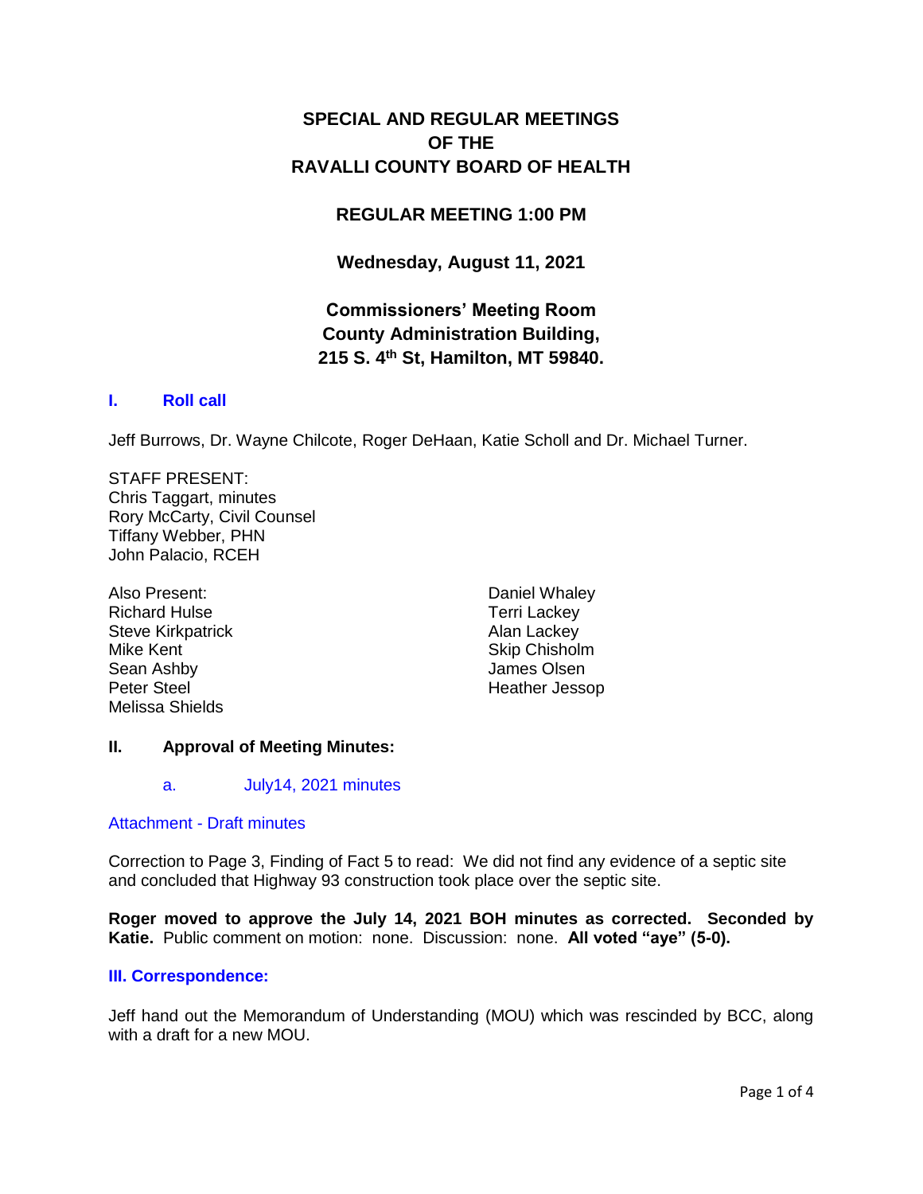# SPECIAL AND REGULAR MEETINGS OF THE RAVALLI COUNTY BOARD OF HEALTH

## REGULAR MEETING 1:00 PM

## Wednesday, August 11, 2021

## Commissioners' Meeting Room
## County Administration Building,
## 215 S. 4th St, Hamilton, MT 59840.

### I. Roll call

Jeff Burrows, Dr. Wayne Chilcote, Roger DeHaan, Katie Scholl and Dr. Michael Turner.

STAFF PRESENT:
Chris Taggart, minutes
Rory McCarty, Civil Counsel
Tiffany Webber, PHN
John Palacio, RCEH

Also Present:
Richard Hulse
Steve Kirkpatrick
Mike Kent
Sean Ashby
Peter Steel
Melissa Shields
Daniel Whaley
Terri Lackey
Alan Lackey
Skip Chisholm
James Olsen
Heather Jessop

### II. Approval of Meeting Minutes:

a. July14, 2021 minutes

Attachment - Draft minutes

Correction to Page 3, Finding of Fact 5 to read: We did not find any evidence of a septic site and concluded that Highway 93 construction took place over the septic site.

**Roger moved to approve the July 14, 2021 BOH minutes as corrected. Seconded by Katie.** Public comment on motion: none. Discussion: none. **All voted "aye" (5-0).**

### III. Correspondence:

Jeff hand out the Memorandum of Understanding (MOU) which was rescinded by BCC, along with a draft for a new MOU.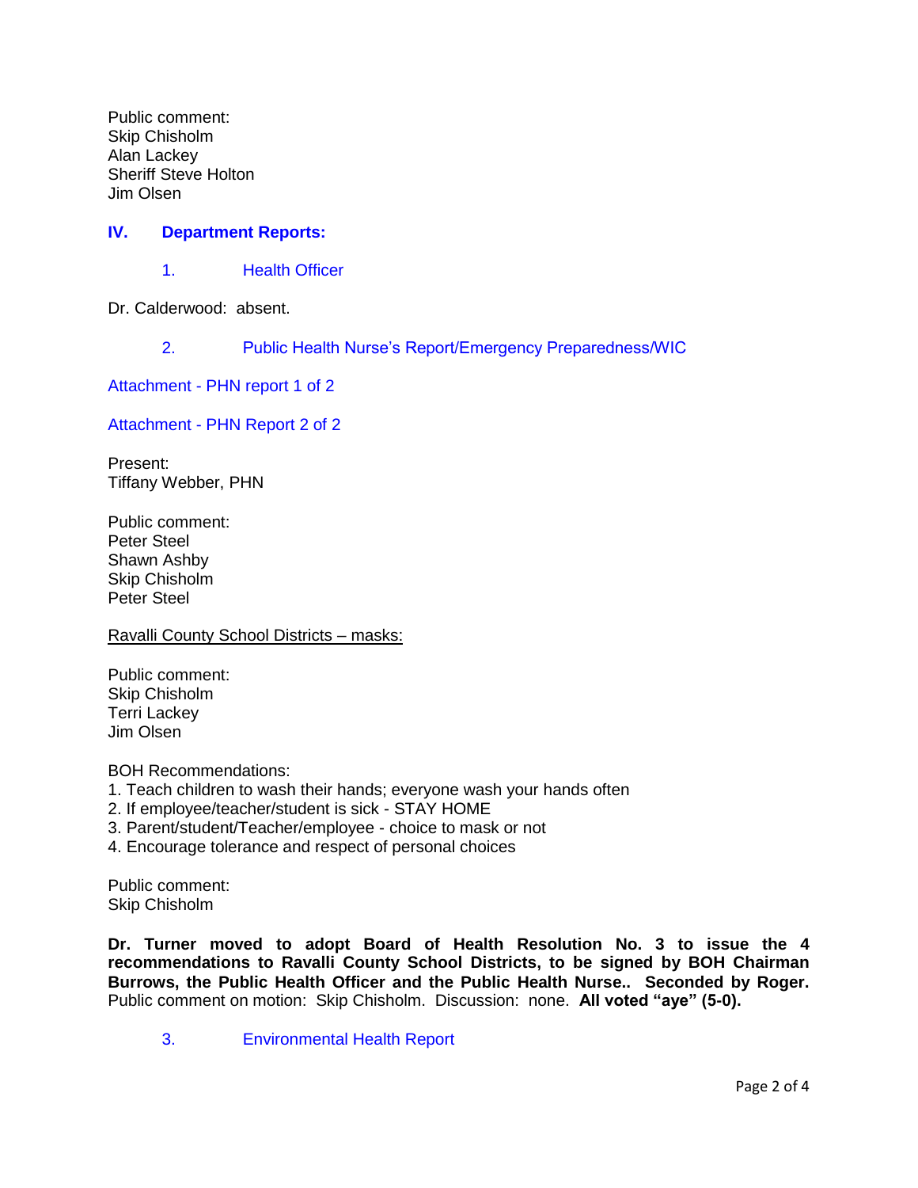Public comment:
Skip Chisholm
Alan Lackey
Sheriff Steve Holton
Jim Olsen

## IV. Department Reports:

### 1. Health Officer

Dr. Calderwood: absent.

### 2. Public Health Nurse's Report/Emergency Preparedness/WIC

Attachment - PHN report 1 of 2

Attachment - PHN Report 2 of 2

Present:
Tiffany Webber, PHN

Public comment:
Peter Steel
Shawn Ashby
Skip Chisholm
Peter Steel

<u>Ravalli County School Districts – masks:</u>

Public comment:
Skip Chisholm
Terri Lackey
Jim Olsen

BOH Recommendations:
1. Teach children to wash their hands; everyone wash your hands often
2. If employee/teacher/student is sick - STAY HOME
3. Parent/student/Teacher/employee - choice to mask or not
4. Encourage tolerance and respect of personal choices

Public comment:
Skip Chisholm

**Dr. Turner moved to adopt Board of Health Resolution No. 3 to issue the 4 recommendations to Ravalli County School Districts, to be signed by BOH Chairman Burrows, the Public Health Officer and the Public Health Nurse.. Seconded by Roger.** Public comment on motion: Skip Chisholm. Discussion: none. **All voted "aye" (5-0).**

### 3. Environmental Health Report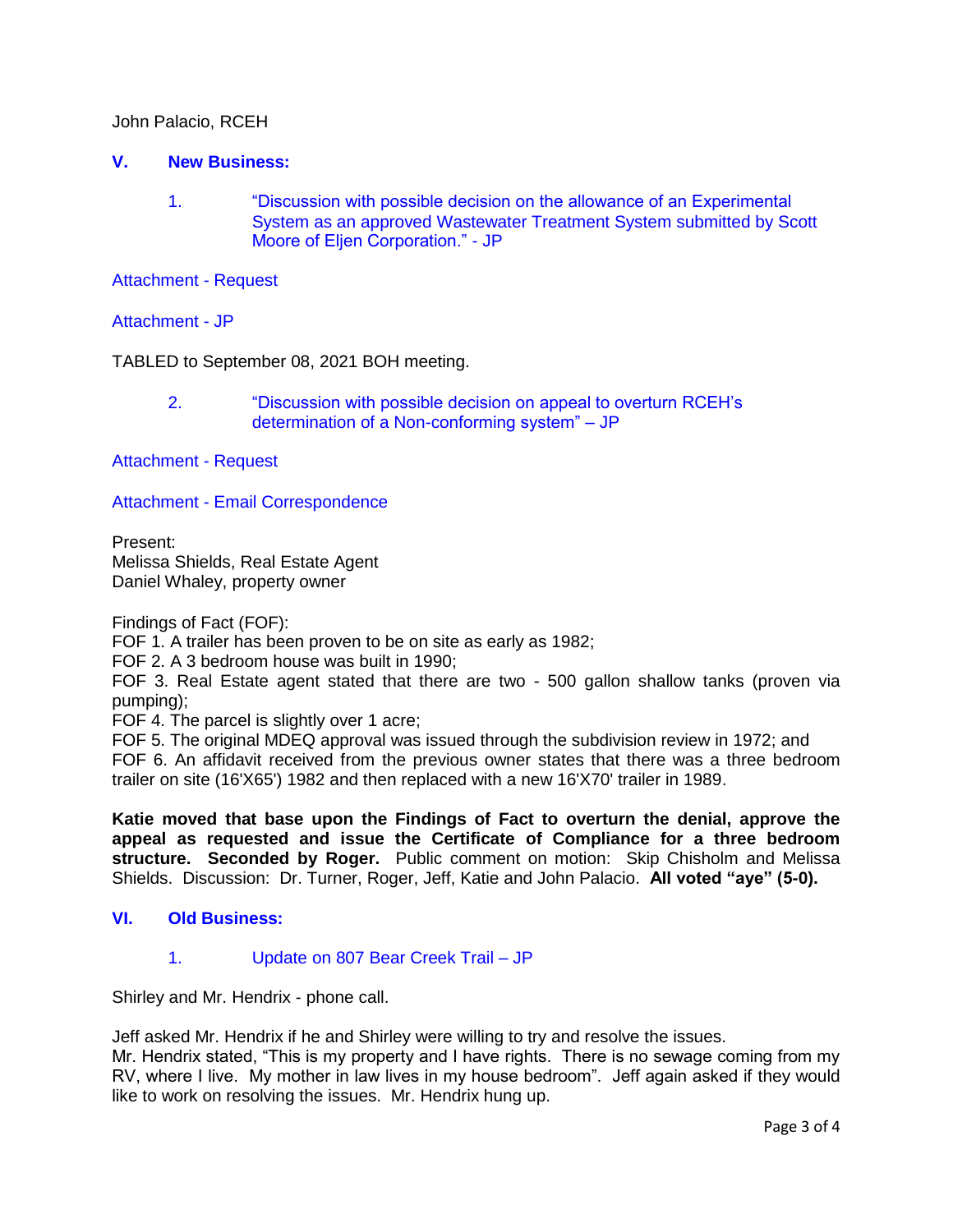John Palacio, RCEH

## V. New Business:

1. "Discussion with possible decision on the allowance of an Experimental System as an approved Wastewater Treatment System submitted by Scott Moore of Eljen Corporation." - JP

Attachment - Request

Attachment - JP

TABLED to September 08, 2021 BOH meeting.

2. "Discussion with possible decision on appeal to overturn RCEH's determination of a Non-conforming system" – JP

Attachment - Request

Attachment - Email Correspondence

Present:
Melissa Shields, Real Estate Agent
Daniel Whaley, property owner

Findings of Fact (FOF):
FOF 1. A trailer has been proven to be on site as early as 1982;
FOF 2. A 3 bedroom house was built in 1990;
FOF 3. Real Estate agent stated that there are two - 500 gallon shallow tanks (proven via pumping);
FOF 4. The parcel is slightly over 1 acre;
FOF 5. The original MDEQ approval was issued through the subdivision review in 1972; and
FOF 6. An affidavit received from the previous owner states that there was a three bedroom trailer on site (16'X65') 1982 and then replaced with a new 16'X70' trailer in 1989.

**Katie moved that base upon the Findings of Fact to overturn the denial, approve the appeal as requested and issue the Certificate of Compliance for a three bedroom structure. Seconded by Roger.** Public comment on motion: Skip Chisholm and Melissa Shields. Discussion: Dr. Turner, Roger, Jeff, Katie and John Palacio. **All voted "aye" (5-0).**

## VI. Old Business:

1. Update on 807 Bear Creek Trail – JP

Shirley and Mr. Hendrix - phone call.

Jeff asked Mr. Hendrix if he and Shirley were willing to try and resolve the issues.
Mr. Hendrix stated, "This is my property and I have rights. There is no sewage coming from my RV, where I live. My mother in law lives in my house bedroom". Jeff again asked if they would like to work on resolving the issues. Mr. Hendrix hung up.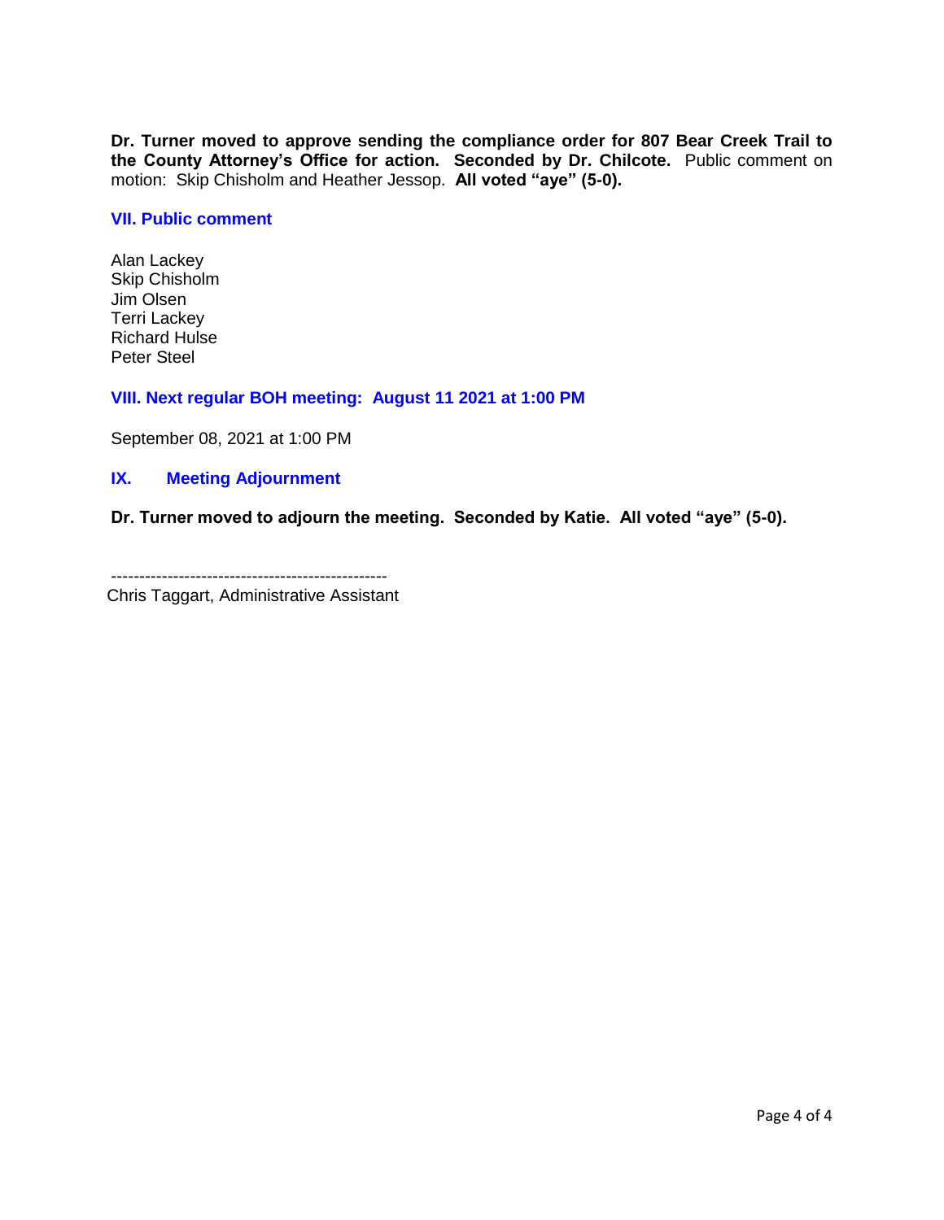**Dr. Turner moved to approve sending the compliance order for 807 Bear Creek Trail to the County Attorney's Office for action. Seconded by Dr. Chilcote.** Public comment on motion: Skip Chisholm and Heather Jessop. **All voted "aye" (5-0).**

## VII. Public comment

Alan Lackey
Skip Chisholm
Jim Olsen
Terri Lackey
Richard Hulse
Peter Steel

## VIII. Next regular BOH meeting: August 11 2021 at 1:00 PM

September 08, 2021 at 1:00 PM

## IX. Meeting Adjournment

**Dr. Turner moved to adjourn the meeting. Seconded by Katie. All voted "aye" (5-0).**

-------------------------------------------------
Chris Taggart, Administrative Assistant